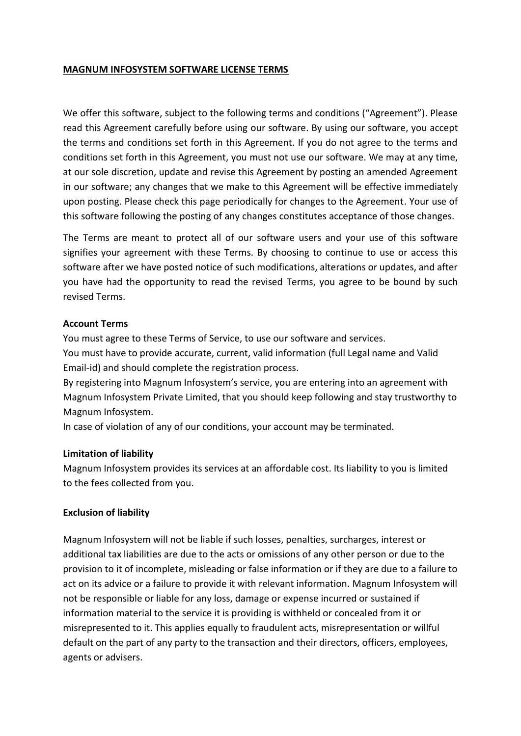# MAGNUM INFOSYSTEM SOFTWARE LICENSE TERMS

We offer this software, subject to the following terms and conditions ("Agreement"). Please read this Agreement carefully before using our software. By using our software, you accept the terms and conditions set forth in this Agreement. If you do not agree to the terms and conditions set forth in this Agreement, you must not use our software. We may at any time, at our sole discretion, update and revise this Agreement by posting an amended Agreement in our software; any changes that we make to this Agreement will be effective immediately upon posting. Please check this page periodically for changes to the Agreement. Your use of this software following the posting of any changes constitutes acceptance of those changes.

The Terms are meant to protect all of our software users and your use of this software signifies your agreement with these Terms. By choosing to continue to use or access this software after we have posted notice of such modifications, alterations or updates, and after you have had the opportunity to read the revised Terms, you agree to be bound by such revised Terms.

**Account Terms**

You must agree to these Terms of Service, to use our software and services.
You must have to provide accurate, current, valid information (full Legal name and Valid Email-id) and should complete the registration process.
By registering into Magnum Infosystem's service, you are entering into an agreement with Magnum Infosystem Private Limited, that you should keep following and stay trustworthy to Magnum Infosystem.
In case of violation of any of our conditions, your account may be terminated.

**Limitation of liability**

Magnum Infosystem provides its services at an affordable cost. Its liability to you is limited to the fees collected from you.

**Exclusion of liability**

Magnum Infosystem will not be liable if such losses, penalties, surcharges, interest or additional tax liabilities are due to the acts or omissions of any other person or due to the provision to it of incomplete, misleading or false information or if they are due to a failure to act on its advice or a failure to provide it with relevant information. Magnum Infosystem will not be responsible or liable for any loss, damage or expense incurred or sustained if information material to the service it is providing is withheld or concealed from it or misrepresented to it. This applies equally to fraudulent acts, misrepresentation or willful default on the part of any party to the transaction and their directors, officers, employees, agents or advisers.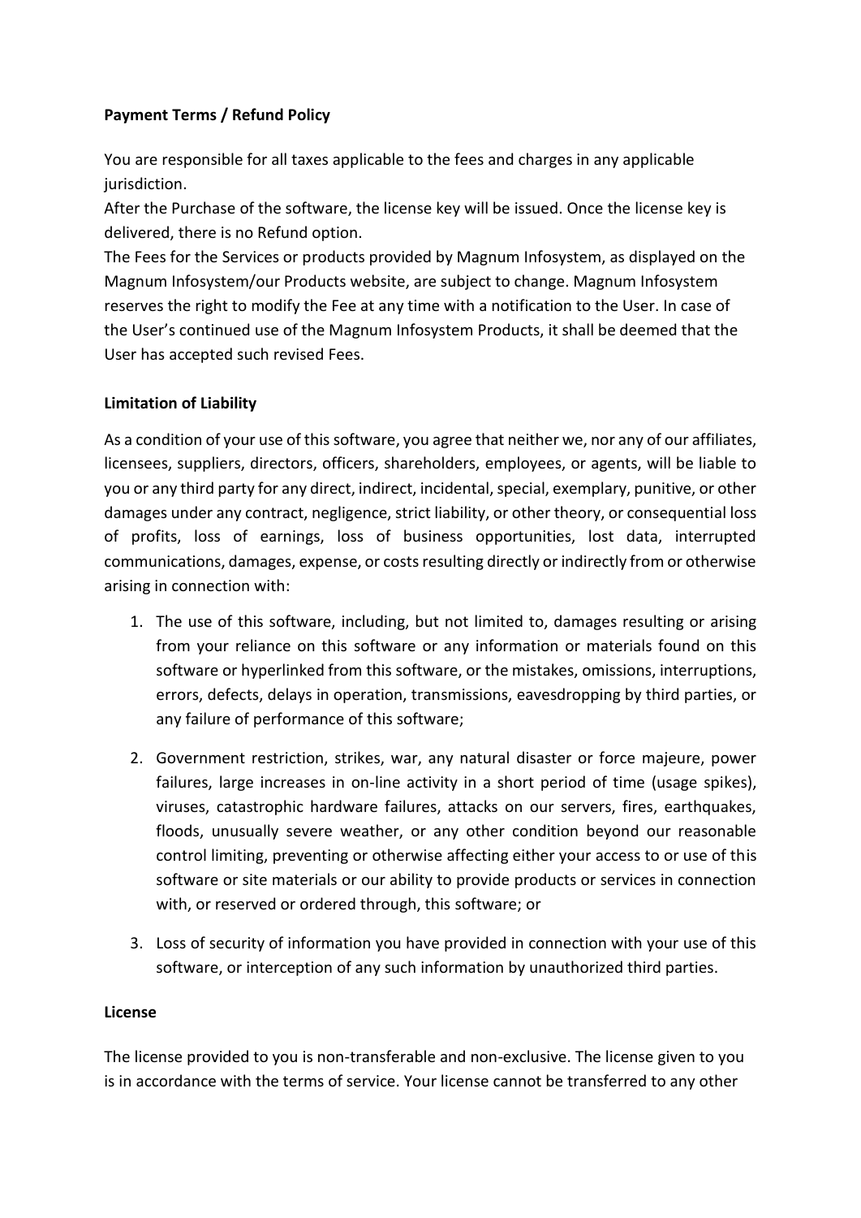**Payment Terms / Refund Policy**

You are responsible for all taxes applicable to the fees and charges in any applicable jurisdiction.

After the Purchase of the software, the license key will be issued. Once the license key is delivered, there is no Refund option.

The Fees for the Services or products provided by Magnum Infosystem, as displayed on the Magnum Infosystem/our Products website, are subject to change. Magnum Infosystem reserves the right to modify the Fee at any time with a notification to the User. In case of the User's continued use of the Magnum Infosystem Products, it shall be deemed that the User has accepted such revised Fees.

**Limitation of Liability**

As a condition of your use of this software, you agree that neither we, nor any of our affiliates, licensees, suppliers, directors, officers, shareholders, employees, or agents, will be liable to you or any third party for any direct, indirect, incidental, special, exemplary, punitive, or other damages under any contract, negligence, strict liability, or other theory, or consequential loss of profits, loss of earnings, loss of business opportunities, lost data, interrupted communications, damages, expense, or costs resulting directly or indirectly from or otherwise arising in connection with:

1. The use of this software, including, but not limited to, damages resulting or arising from your reliance on this software or any information or materials found on this software or hyperlinked from this software, or the mistakes, omissions, interruptions, errors, defects, delays in operation, transmissions, eavesdropping by third parties, or any failure of performance of this software;

2. Government restriction, strikes, war, any natural disaster or force majeure, power failures, large increases in on-line activity in a short period of time (usage spikes), viruses, catastrophic hardware failures, attacks on our servers, fires, earthquakes, floods, unusually severe weather, or any other condition beyond our reasonable control limiting, preventing or otherwise affecting either your access to or use of this software or site materials or our ability to provide products or services in connection with, or reserved or ordered through, this software; or

3. Loss of security of information you have provided in connection with your use of this software, or interception of any such information by unauthorized third parties.

**License**

The license provided to you is non-transferable and non-exclusive. The license given to you is in accordance with the terms of service. Your license cannot be transferred to any other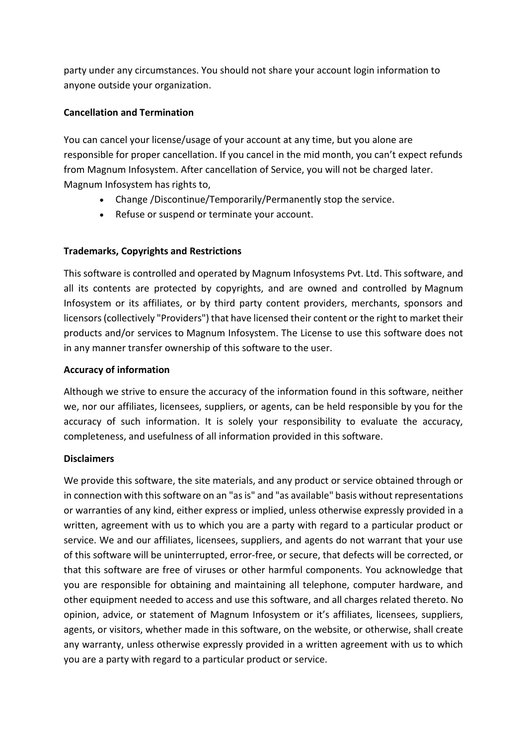party under any circumstances. You should not share your account login information to anyone outside your organization.

**Cancellation and Termination**

You can cancel your license/usage of your account at any time, but you alone are responsible for proper cancellation. If you cancel in the mid month, you can't expect refunds from Magnum Infosystem. After cancellation of Service, you will not be charged later. Magnum Infosystem has rights to,

- Change /Discontinue/Temporarily/Permanently stop the service.
- Refuse or suspend or terminate your account.

**Trademarks, Copyrights and Restrictions**

This software is controlled and operated by Magnum Infosystems Pvt. Ltd. This software, and all its contents are protected by copyrights, and are owned and controlled by Magnum Infosystem or its affiliates, or by third party content providers, merchants, sponsors and licensors (collectively "Providers") that have licensed their content or the right to market their products and/or services to Magnum Infosystem. The License to use this software does not in any manner transfer ownership of this software to the user.

**Accuracy of information**

Although we strive to ensure the accuracy of the information found in this software, neither we, nor our affiliates, licensees, suppliers, or agents, can be held responsible by you for the accuracy of such information. It is solely your responsibility to evaluate the accuracy, completeness, and usefulness of all information provided in this software.

**Disclaimers**

We provide this software, the site materials, and any product or service obtained through or in connection with this software on an "as is" and "as available" basis without representations or warranties of any kind, either express or implied, unless otherwise expressly provided in a written, agreement with us to which you are a party with regard to a particular product or service. We and our affiliates, licensees, suppliers, and agents do not warrant that your use of this software will be uninterrupted, error-free, or secure, that defects will be corrected, or that this software are free of viruses or other harmful components. You acknowledge that you are responsible for obtaining and maintaining all telephone, computer hardware, and other equipment needed to access and use this software, and all charges related thereto. No opinion, advice, or statement of Magnum Infosystem or it's affiliates, licensees, suppliers, agents, or visitors, whether made in this software, on the website, or otherwise, shall create any warranty, unless otherwise expressly provided in a written agreement with us to which you are a party with regard to a particular product or service.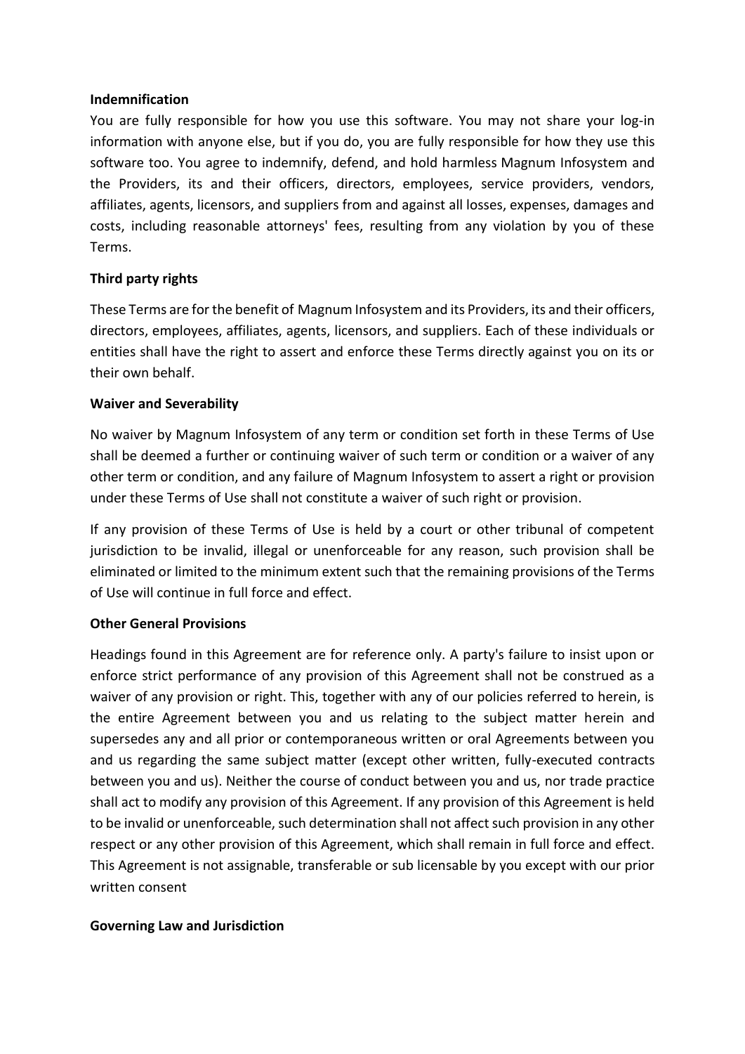**Indemnification**

You are fully responsible for how you use this software. You may not share your log-in information with anyone else, but if you do, you are fully responsible for how they use this software too. You agree to indemnify, defend, and hold harmless Magnum Infosystem and the Providers, its and their officers, directors, employees, service providers, vendors, affiliates, agents, licensors, and suppliers from and against all losses, expenses, damages and costs, including reasonable attorneys' fees, resulting from any violation by you of these Terms.

**Third party rights**

These Terms are for the benefit of Magnum Infosystem and its Providers, its and their officers, directors, employees, affiliates, agents, licensors, and suppliers. Each of these individuals or entities shall have the right to assert and enforce these Terms directly against you on its or their own behalf.

**Waiver and Severability**

No waiver by Magnum Infosystem of any term or condition set forth in these Terms of Use shall be deemed a further or continuing waiver of such term or condition or a waiver of any other term or condition, and any failure of Magnum Infosystem to assert a right or provision under these Terms of Use shall not constitute a waiver of such right or provision.

If any provision of these Terms of Use is held by a court or other tribunal of competent jurisdiction to be invalid, illegal or unenforceable for any reason, such provision shall be eliminated or limited to the minimum extent such that the remaining provisions of the Terms of Use will continue in full force and effect.

**Other General Provisions**

Headings found in this Agreement are for reference only. A party's failure to insist upon or enforce strict performance of any provision of this Agreement shall not be construed as a waiver of any provision or right. This, together with any of our policies referred to herein, is the entire Agreement between you and us relating to the subject matter herein and supersedes any and all prior or contemporaneous written or oral Agreements between you and us regarding the same subject matter (except other written, fully-executed contracts between you and us). Neither the course of conduct between you and us, nor trade practice shall act to modify any provision of this Agreement. If any provision of this Agreement is held to be invalid or unenforceable, such determination shall not affect such provision in any other respect or any other provision of this Agreement, which shall remain in full force and effect. This Agreement is not assignable, transferable or sub licensable by you except with our prior written consent

**Governing Law and Jurisdiction**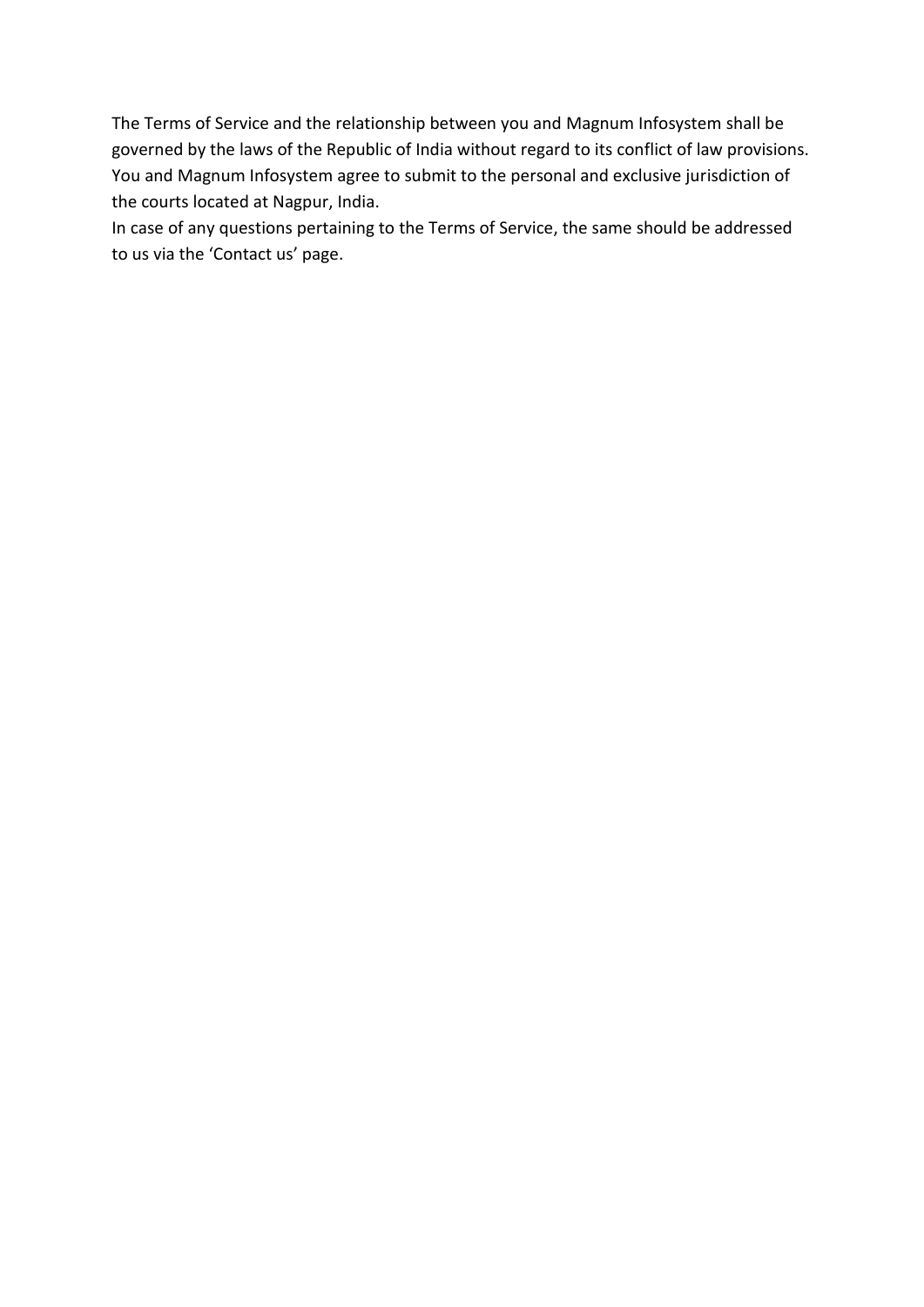The Terms of Service and the relationship between you and Magnum Infosystem shall be governed by the laws of the Republic of India without regard to its conflict of law provisions. You and Magnum Infosystem agree to submit to the personal and exclusive jurisdiction of the courts located at Nagpur, India.

In case of any questions pertaining to the Terms of Service, the same should be addressed to us via the 'Contact us' page.